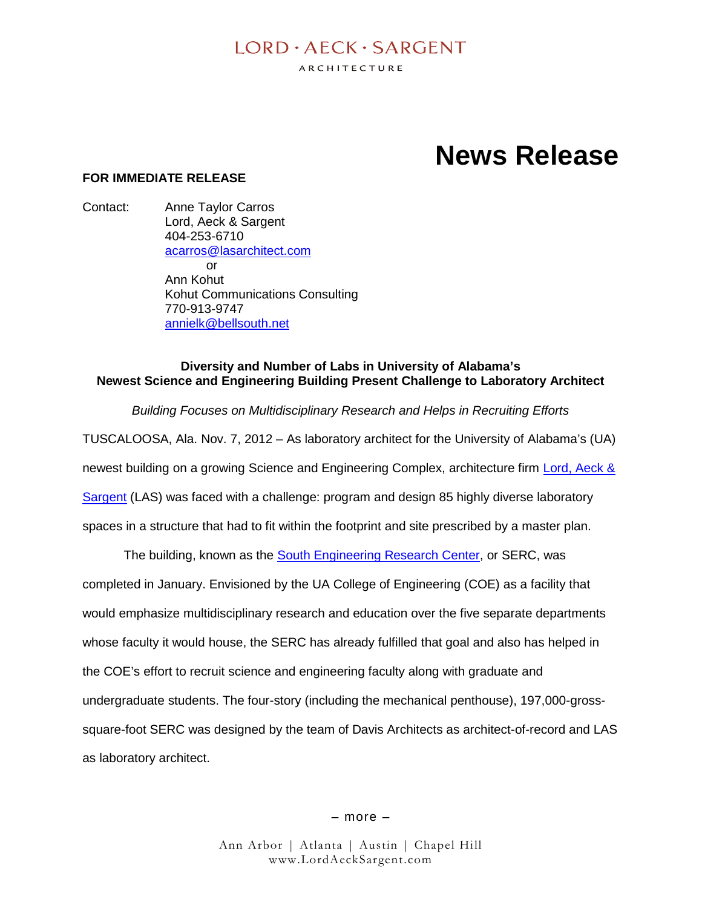LORD · AECK · SARGENT

ARCHITECTURE

# News Release

**FOR IMMEDIATE RELEASE**

Contact: Anne Taylor Carros
Lord, Aeck & Sargent
404-253-6710
acarros@lasarchitect.com
or
Ann Kohut
Kohut Communications Consulting
770-913-9747
annielk@bellsouth.net

## Diversity and Number of Labs in University of Alabama's Newest Science and Engineering Building Present Challenge to Laboratory Architect

*Building Focuses on Multidisciplinary Research and Helps in Recruiting Efforts*

TUSCALOOSA, Ala. Nov. 7, 2012 – As laboratory architect for the University of Alabama's (UA) newest building on a growing Science and Engineering Complex, architecture firm Lord, Aeck & Sargent (LAS) was faced with a challenge: program and design 85 highly diverse laboratory spaces in a structure that had to fit within the footprint and site prescribed by a master plan.

The building, known as the South Engineering Research Center, or SERC, was completed in January. Envisioned by the UA College of Engineering (COE) as a facility that would emphasize multidisciplinary research and education over the five separate departments whose faculty it would house, the SERC has already fulfilled that goal and also has helped in the COE's effort to recruit science and engineering faculty along with graduate and undergraduate students. The four-story (including the mechanical penthouse), 197,000-gross-square-foot SERC was designed by the team of Davis Architects as architect-of-record and LAS as laboratory architect.

– more –

Ann Arbor | Atlanta | Austin | Chapel Hill
www.LordAeckSargent.com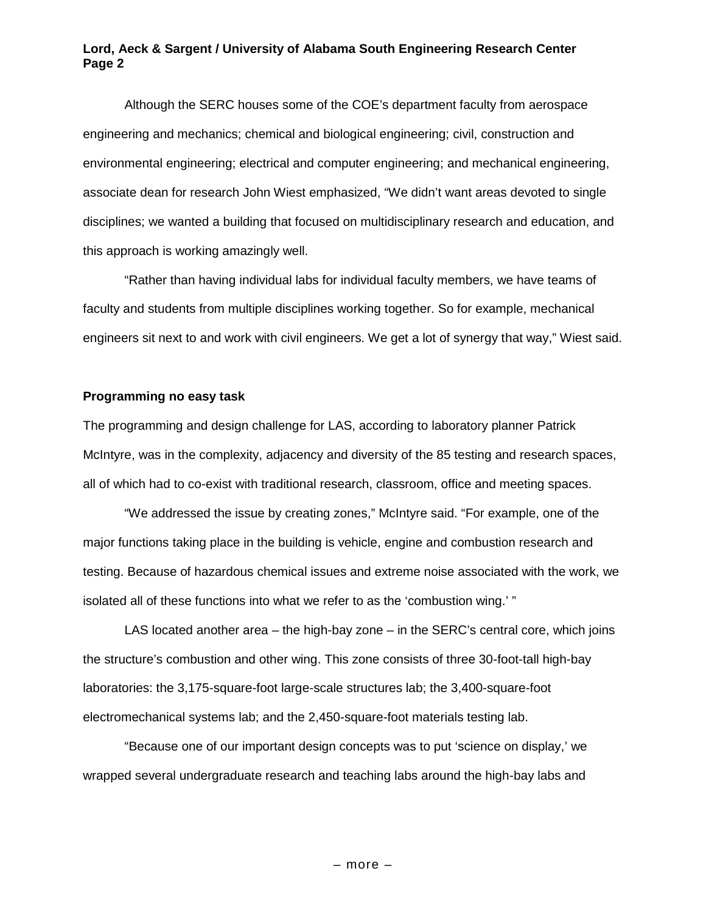Although the SERC houses some of the COE's department faculty from aerospace engineering and mechanics; chemical and biological engineering; civil, construction and environmental engineering; electrical and computer engineering; and mechanical engineering, associate dean for research John Wiest emphasized, "We didn't want areas devoted to single disciplines; we wanted a building that focused on multidisciplinary research and education, and this approach is working amazingly well.

"Rather than having individual labs for individual faculty members, we have teams of faculty and students from multiple disciplines working together. So for example, mechanical engineers sit next to and work with civil engineers. We get a lot of synergy that way," Wiest said.

**Programming no easy task**

The programming and design challenge for LAS, according to laboratory planner Patrick McIntyre, was in the complexity, adjacency and diversity of the 85 testing and research spaces, all of which had to co-exist with traditional research, classroom, office and meeting spaces.

"We addressed the issue by creating zones," McIntyre said. "For example, one of the major functions taking place in the building is vehicle, engine and combustion research and testing. Because of hazardous chemical issues and extreme noise associated with the work, we isolated all of these functions into what we refer to as the 'combustion wing.' "

LAS located another area – the high-bay zone – in the SERC's central core, which joins the structure's combustion and other wing. This zone consists of three 30-foot-tall high-bay laboratories: the 3,175-square-foot large-scale structures lab; the 3,400-square-foot electromechanical systems lab; and the 2,450-square-foot materials testing lab.

"Because one of our important design concepts was to put 'science on display,' we wrapped several undergraduate research and teaching labs around the high-bay labs and

– more –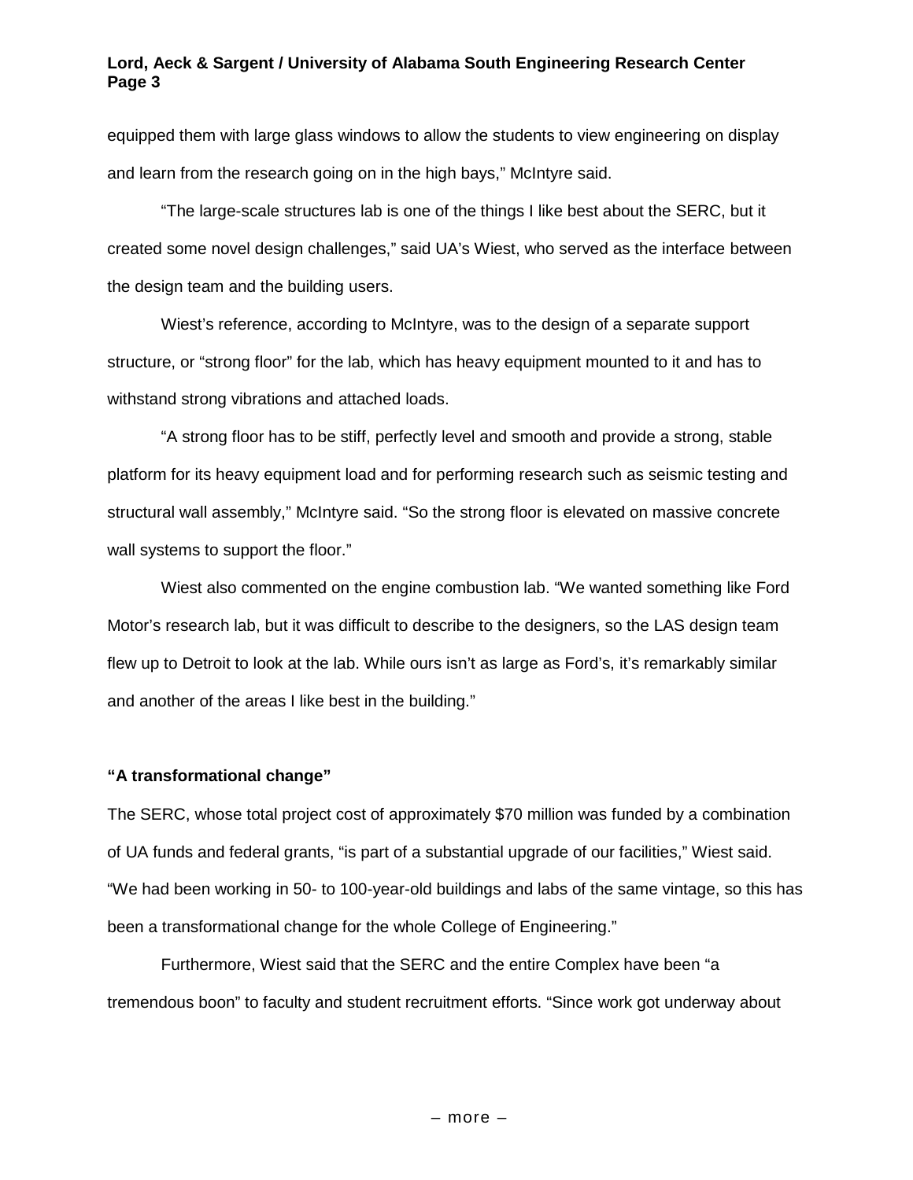equipped them with large glass windows to allow the students to view engineering on display and learn from the research going on in the high bays," McIntyre said.

"The large-scale structures lab is one of the things I like best about the SERC, but it created some novel design challenges," said UA's Wiest, who served as the interface between the design team and the building users.

Wiest's reference, according to McIntyre, was to the design of a separate support structure, or "strong floor" for the lab, which has heavy equipment mounted to it and has to withstand strong vibrations and attached loads.

"A strong floor has to be stiff, perfectly level and smooth and provide a strong, stable platform for its heavy equipment load and for performing research such as seismic testing and structural wall assembly," McIntyre said. "So the strong floor is elevated on massive concrete wall systems to support the floor."

Wiest also commented on the engine combustion lab. "We wanted something like Ford Motor's research lab, but it was difficult to describe to the designers, so the LAS design team flew up to Detroit to look at the lab. While ours isn't as large as Ford's, it's remarkably similar and another of the areas I like best in the building."

**"A transformational change"**

The SERC, whose total project cost of approximately $70 million was funded by a combination of UA funds and federal grants, "is part of a substantial upgrade of our facilities," Wiest said. "We had been working in 50- to 100-year-old buildings and labs of the same vintage, so this has been a transformational change for the whole College of Engineering."

Furthermore, Wiest said that the SERC and the entire Complex have been "a tremendous boon" to faculty and student recruitment efforts. "Since work got underway about

– more –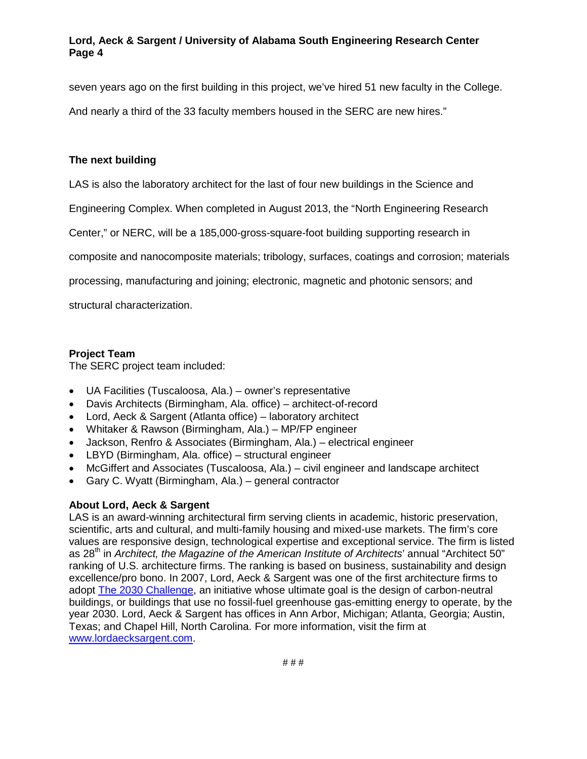seven years ago on the first building in this project, we've hired 51 new faculty in the College. And nearly a third of the 33 faculty members housed in the SERC are new hires."

## The next building

LAS is also the laboratory architect for the last of four new buildings in the Science and Engineering Complex. When completed in August 2013, the "North Engineering Research Center," or NERC, will be a 185,000-gross-square-foot building supporting research in composite and nanocomposite materials; tribology, surfaces, coatings and corrosion; materials processing, manufacturing and joining; electronic, magnetic and photonic sensors; and structural characterization.

## Project Team

The SERC project team included:

- UA Facilities (Tuscaloosa, Ala.) – owner's representative
- Davis Architects (Birmingham, Ala. office) – architect-of-record
- Lord, Aeck & Sargent (Atlanta office) – laboratory architect
- Whitaker & Rawson (Birmingham, Ala.) – MP/FP engineer
- Jackson, Renfro & Associates (Birmingham, Ala.) – electrical engineer
- LBYD (Birmingham, Ala. office) – structural engineer
- McGiffert and Associates (Tuscaloosa, Ala.) – civil engineer and landscape architect
- Gary C. Wyatt (Birmingham, Ala.) – general contractor

## About Lord, Aeck & Sargent

LAS is an award-winning architectural firm serving clients in academic, historic preservation, scientific, arts and cultural, and multi-family housing and mixed-use markets. The firm's core values are responsive design, technological expertise and exceptional service. The firm is listed as 28th in *Architect, the Magazine of the American Institute of Architects*' annual "Architect 50" ranking of U.S. architecture firms. The ranking is based on business, sustainability and design excellence/pro bono. In 2007, Lord, Aeck & Sargent was one of the first architecture firms to adopt The 2030 Challenge, an initiative whose ultimate goal is the design of carbon-neutral buildings, or buildings that use no fossil-fuel greenhouse gas-emitting energy to operate, by the year 2030. Lord, Aeck & Sargent has offices in Ann Arbor, Michigan; Atlanta, Georgia; Austin, Texas; and Chapel Hill, North Carolina. For more information, visit the firm at www.lordaecksargent.com.

# # #